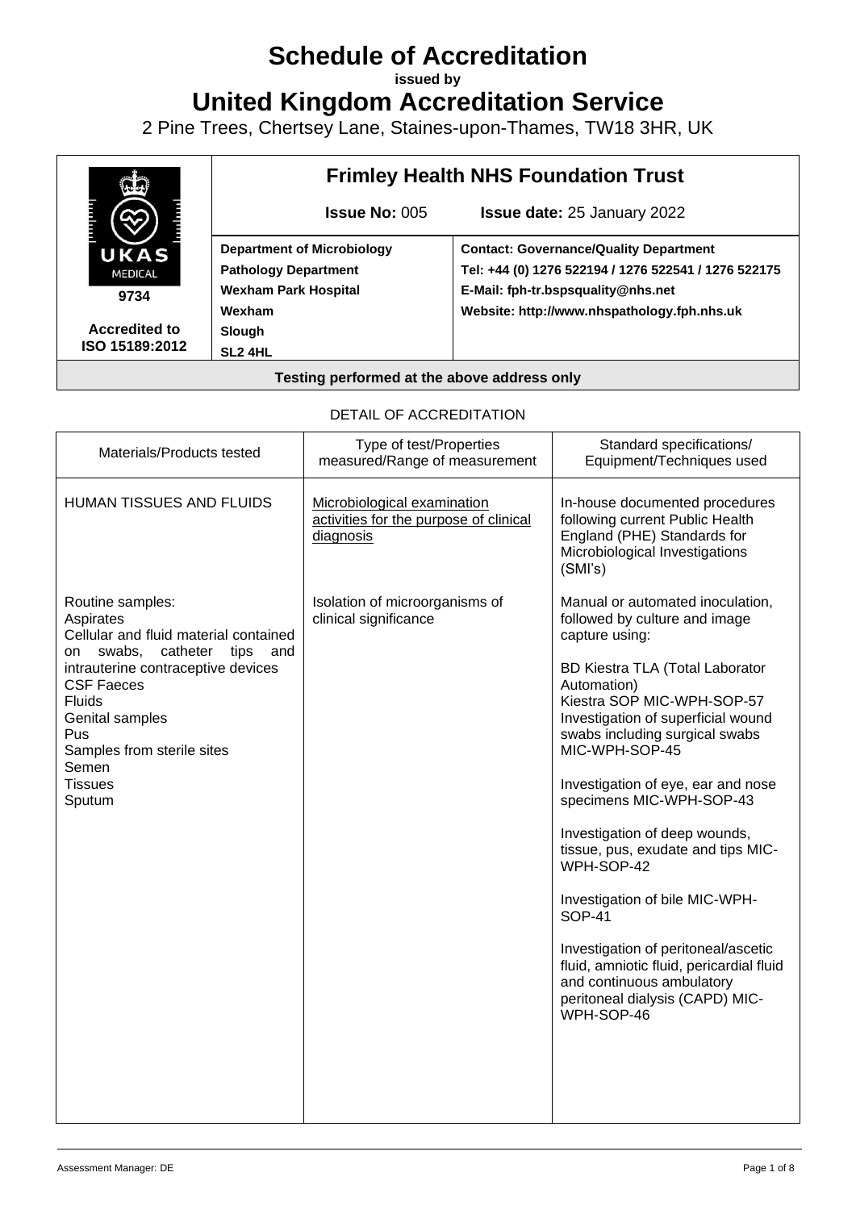# Schedule of Accreditation

**issued by**

# United Kingdom Accreditation Service

2 Pine Trees, Chertsey Lane, Staines-upon-Thames, TW18 3HR, UK

| UKAS MEDICAL 9734 Accredited to ISO 15189:2012 | **Frimley Health NHS Foundation Trust** | |
|---|---|---|
| | **Issue No:** 005 | **Issue date:** 25 January 2022 |
| | **Department of Microbiology**<br>**Pathology Department**<br>**Wexham Park Hospital**<br>**Wexham**<br>**Slough**<br>**SL2 4HL** | **Contact: Governance/Quality Department**<br>**Tel: +44 (0) 1276 522194 / 1276 522541 / 1276 522175**<br>**E-Mail: fph-tr.bspsquality@nhs.net**<br>**Website: http://www.nhspathology.fph.nhs.uk** |

**Testing performed at the above address only**

DETAIL OF ACCREDITATION

| Materials/Products tested | Type of test/Properties measured/Range of measurement | Standard specifications/ Equipment/Techniques used |
|---|---|---|
| HUMAN TISSUES AND FLUIDS | Microbiological examination activities for the purpose of clinical diagnosis | In-house documented procedures following current Public Health England (PHE) Standards for Microbiological Investigations (SMI's) |
| Routine samples:<br>Aspirates<br>Cellular and fluid material contained on swabs, catheter tips and intrauterine contraceptive devices<br>CSF Faeces<br>Fluids<br>Genital samples<br>Pus<br>Samples from sterile sites<br>Semen<br>Tissues<br>Sputum | Isolation of microorganisms of clinical significance | Manual or automated inoculation, followed by culture and image capture using:<br><br>BD Kiestra TLA (Total Laborator Automation)<br>Kiestra SOP MIC-WPH-SOP-57<br>Investigation of superficial wound swabs including surgical swabs MIC-WPH-SOP-45<br><br>Investigation of eye, ear and nose specimens MIC-WPH-SOP-43<br><br>Investigation of deep wounds, tissue, pus, exudate and tips MIC-WPH-SOP-42<br><br>Investigation of bile MIC-WPH-SOP-41<br><br>Investigation of peritoneal/ascetic fluid, amniotic fluid, pericardial fluid and continuous ambulatory peritoneal dialysis (CAPD) MIC-WPH-SOP-46 |

Assessment Manager: DE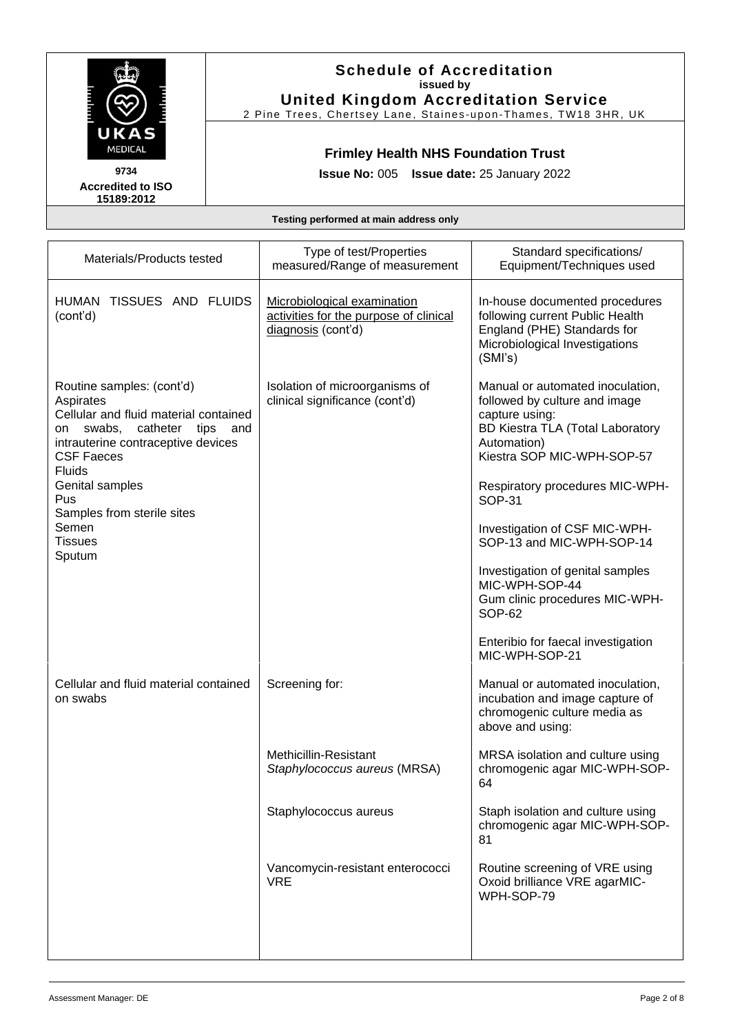# Schedule of Accreditation
**issued by**
**United Kingdom Accreditation Service**
2 Pine Trees, Chertsey Lane, Staines-upon-Thames, TW18 3HR, UK

**9734**
**Accredited to ISO 15189:2012**

**Frimley Health NHS Foundation Trust**

**Issue No:** 005 **Issue date:** 25 January 2022

**Testing performed at main address only**

| Materials/Products tested | Type of test/Properties measured/Range of measurement | Standard specifications/ Equipment/Techniques used |
|---|---|---|
| HUMAN TISSUES AND FLUIDS (cont'd) | Microbiological examination activities for the purpose of clinical diagnosis (cont'd) | In-house documented procedures following current Public Health England (PHE) Standards for Microbiological Investigations (SMI's) |
| Routine samples: (cont'd)<br>Aspirates<br>Cellular and fluid material contained on swabs, catheter tips and intrauterine contraceptive devices<br>CSF Faeces<br>Fluids<br>Genital samples<br>Pus<br>Samples from sterile sites<br>Semen<br>Tissues<br>Sputum | Isolation of microorganisms of clinical significance (cont'd) | Manual or automated inoculation, followed by culture and image capture using:<br>BD Kiestra TLA (Total Laboratory Automation)<br>Kiestra SOP MIC-WPH-SOP-57<br><br>Respiratory procedures MIC-WPH-SOP-31<br><br>Investigation of CSF MIC-WPH-SOP-13 and MIC-WPH-SOP-14<br><br>Investigation of genital samples MIC-WPH-SOP-44<br>Gum clinic procedures MIC-WPH-SOP-62<br><br>Enteribio for faecal investigation MIC-WPH-SOP-21 |
| Cellular and fluid material contained on swabs | Screening for: | Manual or automated inoculation, incubation and image capture of chromogenic culture media as above and using: |
| | Methicillin-Resistant *Staphylococcus aureus* (MRSA) | MRSA isolation and culture using chromogenic agar MIC-WPH-SOP-64 |
| | Staphylococcus aureus | Staph isolation and culture using chromogenic agar MIC-WPH-SOP-81 |
| | Vancomycin-resistant enterococci VRE | Routine screening of VRE using Oxoid brilliance VRE agarMIC-WPH-SOP-79 |

Assessment Manager: DE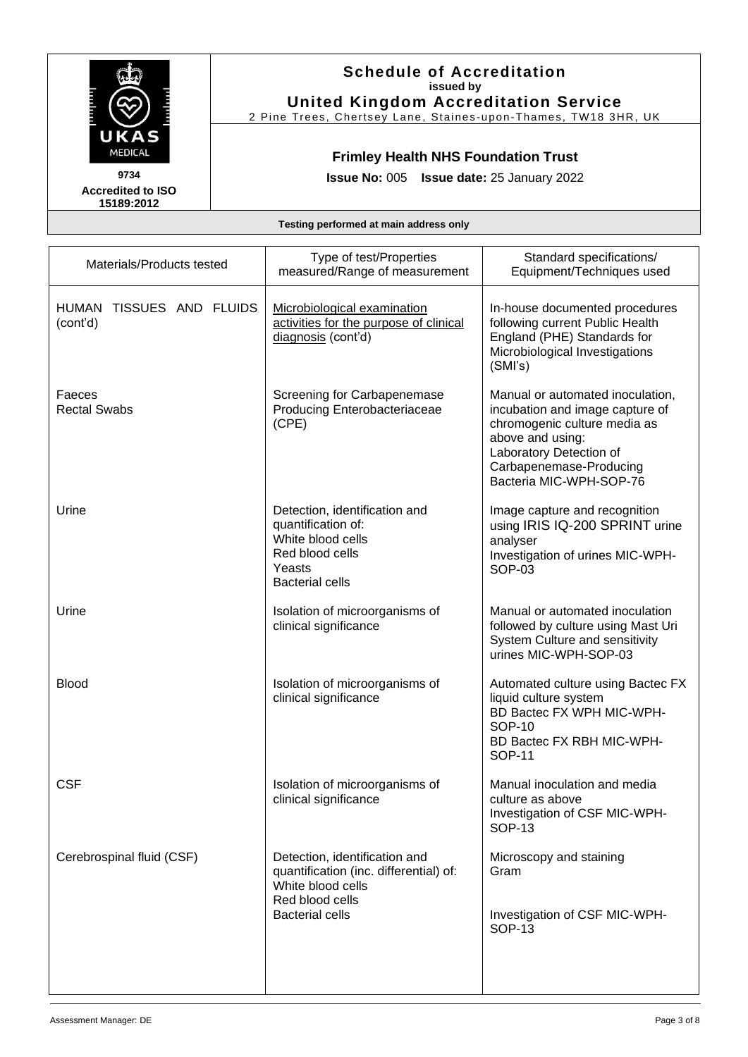# Schedule of Accreditation
**issued by**
**United Kingdom Accreditation Service**
2 Pine Trees, Chertsey Lane, Staines-upon-Thames, TW18 3HR, UK

**9734**
**Accredited to ISO 15189:2012**

## Frimley Health NHS Foundation Trust

**Issue No:** 005 **Issue date:** 25 January 2022

**Testing performed at main address only**

| Materials/Products tested | Type of test/Properties measured/Range of measurement | Standard specifications/ Equipment/Techniques used |
|---|---|---|
| HUMAN TISSUES AND FLUIDS (cont'd) | Microbiological examination activities for the purpose of clinical diagnosis (cont'd) | In-house documented procedures following current Public Health England (PHE) Standards for Microbiological Investigations (SMI's) |
| Faeces<br>Rectal Swabs | Screening for Carbapenemase Producing Enterobacteriaceae (CPE) | Manual or automated inoculation, incubation and image capture of chromogenic culture media as above and using:<br>Laboratory Detection of Carbapenemase-Producing Bacteria MIC-WPH-SOP-76 |
| Urine | Detection, identification and quantification of:<br>White blood cells<br>Red blood cells<br>Yeasts<br>Bacterial cells | Image capture and recognition using IRIS IQ-200 SPRINT urine analyser<br>Investigation of urines MIC-WPH-SOP-03 |
| Urine | Isolation of microorganisms of clinical significance | Manual or automated inoculation followed by culture using Mast Uri System Culture and sensitivity urines MIC-WPH-SOP-03 |
| Blood | Isolation of microorganisms of clinical significance | Automated culture using Bactec FX liquid culture system<br>BD Bactec FX WPH MIC-WPH-SOP-10<br>BD Bactec FX RBH MIC-WPH-SOP-11 |
| CSF | Isolation of microorganisms of clinical significance | Manual inoculation and media culture as above<br>Investigation of CSF MIC-WPH-SOP-13 |
| Cerebrospinal fluid (CSF) | Detection, identification and quantification (inc. differential) of:<br>White blood cells<br>Red blood cells<br>Bacterial cells | Microscopy and staining<br>Gram<br><br>Investigation of CSF MIC-WPH-SOP-13 |

Assessment Manager: DE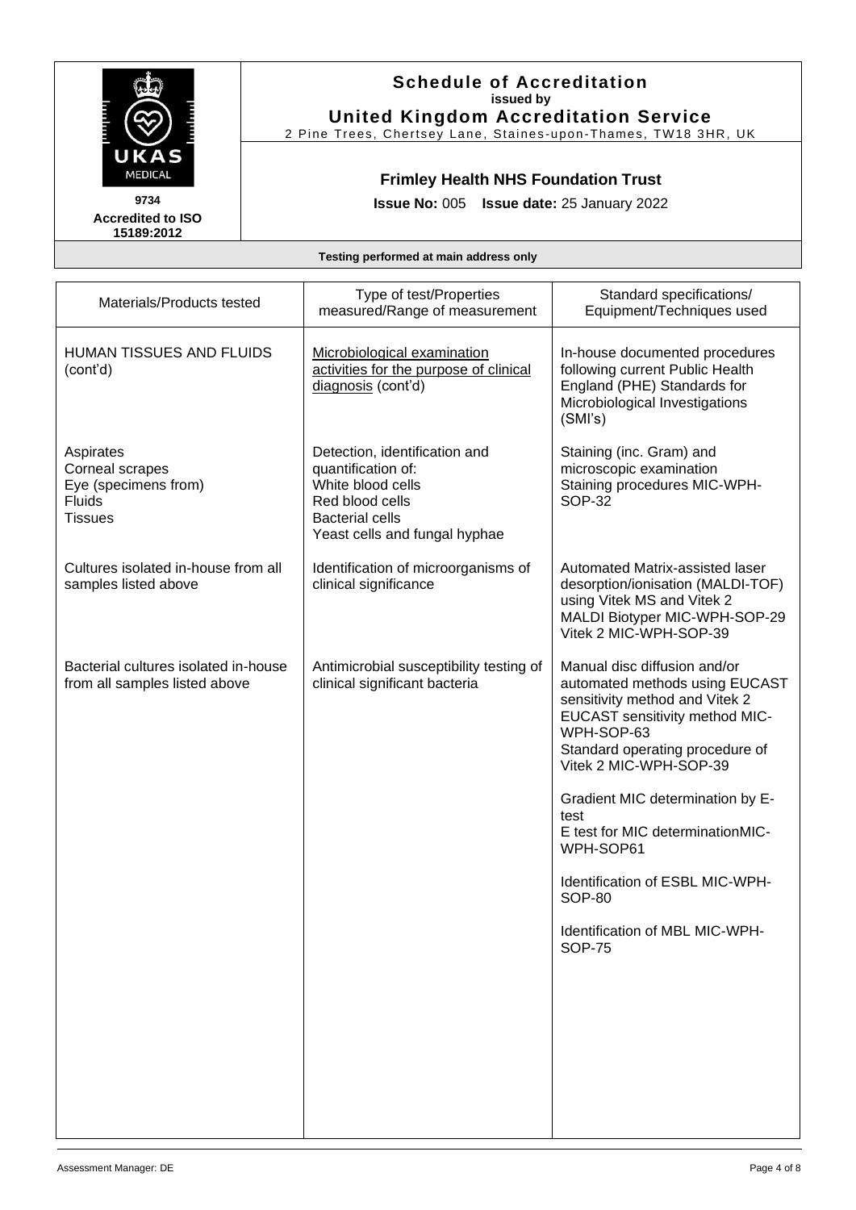**Schedule of Accreditation**
**issued by**
**United Kingdom Accreditation Service**
2 Pine Trees, Chertsey Lane, Staines-upon-Thames, TW18 3HR, UK

**9734**
**Accredited to ISO 15189:2012**

**Frimley Health NHS Foundation Trust**

**Issue No:** 005 **Issue date:** 25 January 2022

**Testing performed at main address only**

| Materials/Products tested | Type of test/Properties measured/Range of measurement | Standard specifications/ Equipment/Techniques used |
|---|---|---|
| HUMAN TISSUES AND FLUIDS (cont'd) | Microbiological examination activities for the purpose of clinical diagnosis (cont'd) | In-house documented procedures following current Public Health England (PHE) Standards for Microbiological Investigations (SMI's) |
| Aspirates<br>Corneal scrapes<br>Eye (specimens from)<br>Fluids<br>Tissues | Detection, identification and quantification of:<br>White blood cells<br>Red blood cells<br>Bacterial cells<br>Yeast cells and fungal hyphae | Staining (inc. Gram) and microscopic examination<br>Staining procedures MIC-WPH-SOP-32 |
| Cultures isolated in-house from all samples listed above | Identification of microorganisms of clinical significance | Automated Matrix-assisted laser desorption/ionisation (MALDI-TOF) using Vitek MS and Vitek 2<br>MALDI Biotyper MIC-WPH-SOP-29<br>Vitek 2 MIC-WPH-SOP-39 |
| Bacterial cultures isolated in-house from all samples listed above | Antimicrobial susceptibility testing of clinical significant bacteria | Manual disc diffusion and/or automated methods using EUCAST sensitivity method and Vitek 2<br>EUCAST sensitivity method MIC-WPH-SOP-63<br>Standard operating procedure of Vitek 2 MIC-WPH-SOP-39<br><br>Gradient MIC determination by E-test<br>E test for MIC determinationMIC-WPH-SOP61<br><br>Identification of ESBL MIC-WPH-SOP-80<br><br>Identification of MBL MIC-WPH-SOP-75 |

Assessment Manager: DE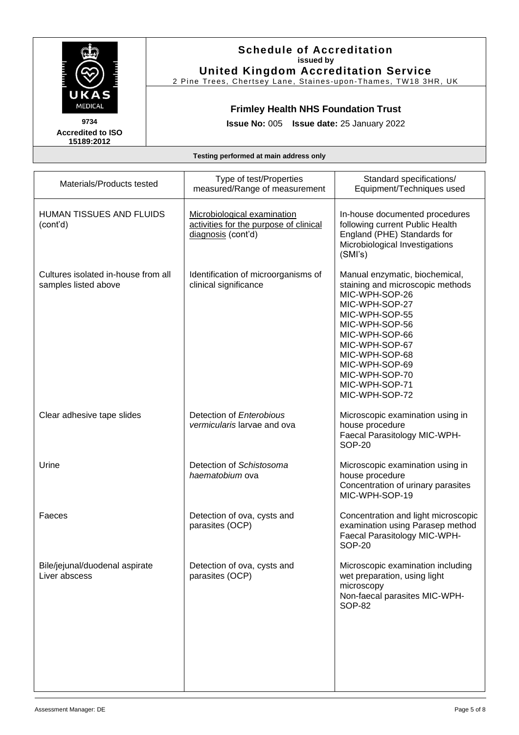**Schedule of Accreditation**
**issued by**
**United Kingdom Accreditation Service**
2 Pine Trees, Chertsey Lane, Staines-upon-Thames, TW18 3HR, UK

UKAS MEDICAL

**9734**
**Accredited to ISO 15189:2012**

**Frimley Health NHS Foundation Trust**

**Issue No:** 005 **Issue date:** 25 January 2022

**Testing performed at main address only**

| Materials/Products tested | Type of test/Properties measured/Range of measurement | Standard specifications/ Equipment/Techniques used |
|---|---|---|
| HUMAN TISSUES AND FLUIDS (cont'd) | Microbiological examination activities for the purpose of clinical diagnosis (cont'd) | In-house documented procedures following current Public Health England (PHE) Standards for Microbiological Investigations (SMI's) |
| Cultures isolated in-house from all samples listed above | Identification of microorganisms of clinical significance | Manual enzymatic, biochemical, staining and microscopic methods<br>MIC-WPH-SOP-26<br>MIC-WPH-SOP-27<br>MIC-WPH-SOP-55<br>MIC-WPH-SOP-56<br>MIC-WPH-SOP-66<br>MIC-WPH-SOP-67<br>MIC-WPH-SOP-68<br>MIC-WPH-SOP-69<br>MIC-WPH-SOP-70<br>MIC-WPH-SOP-71<br>MIC-WPH-SOP-72 |
| Clear adhesive tape slides | Detection of *Enterobious vermicularis* larvae and ova | Microscopic examination using in house procedure<br>Faecal Parasitology MIC-WPH-SOP-20 |
| Urine | Detection of *Schistosoma haematobium* ova | Microscopic examination using in house procedure<br>Concentration of urinary parasites MIC-WPH-SOP-19 |
| Faeces | Detection of ova, cysts and parasites (OCP) | Concentration and light microscopic examination using Parasep method<br>Faecal Parasitology MIC-WPH-SOP-20 |
| Bile/jejunal/duodenal aspirate<br>Liver abscess | Detection of ova, cysts and parasites (OCP) | Microscopic examination including wet preparation, using light microscopy<br>Non-faecal parasites MIC-WPH-SOP-82 |

Assessment Manager: DE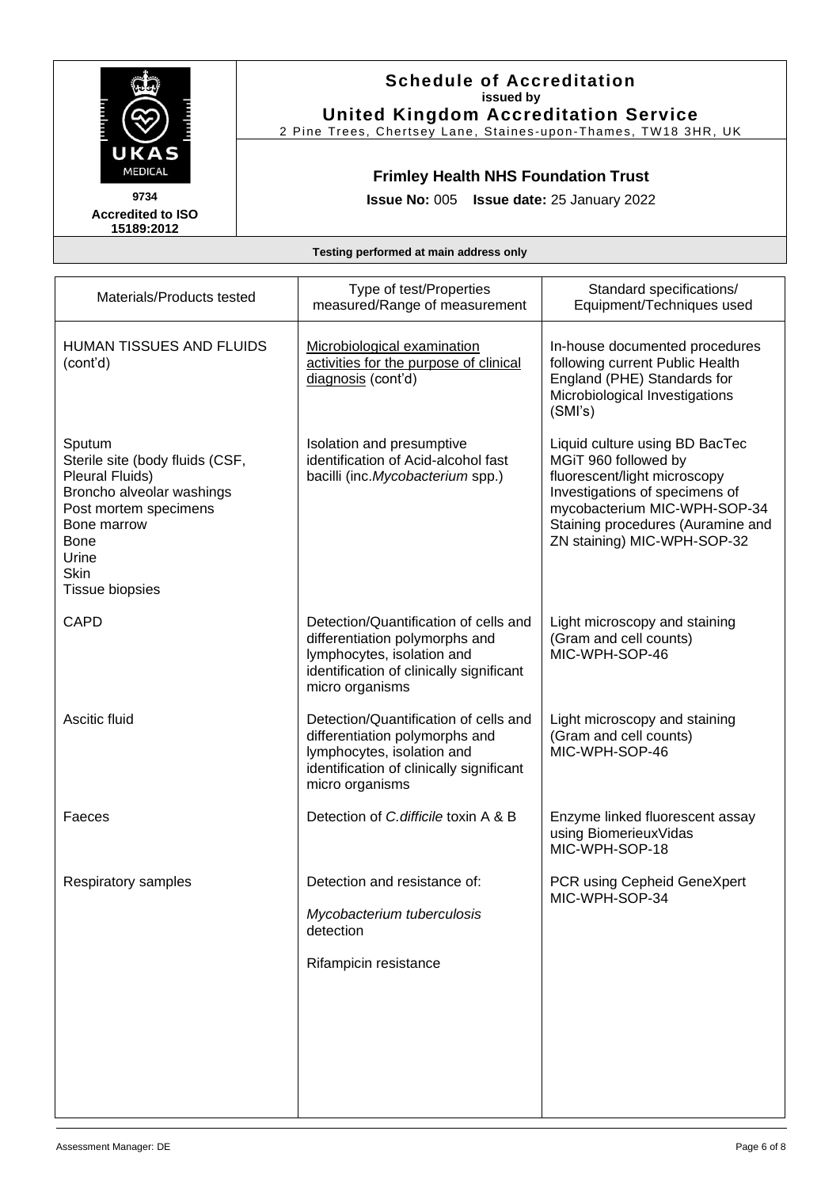# Schedule of Accreditation

**issued by**

**United Kingdom Accreditation Service**

2 Pine Trees, Chertsey Lane, Staines-upon-Thames, TW18 3HR, UK

UKAS MEDICAL

**9734**

**Accredited to ISO 15189:2012**

## Frimley Health NHS Foundation Trust

**Issue No:** 005 **Issue date:** 25 January 2022

**Testing performed at main address only**

| Materials/Products tested | Type of test/Properties measured/Range of measurement | Standard specifications/ Equipment/Techniques used |
|---|---|---|
| HUMAN TISSUES AND FLUIDS (cont'd) | Microbiological examination activities for the purpose of clinical diagnosis (cont'd) | In-house documented procedures following current Public Health England (PHE) Standards for Microbiological Investigations (SMI's) |
| Sputum<br>Sterile site (body fluids (CSF, Pleural Fluids)<br>Broncho alveolar washings<br>Post mortem specimens<br>Bone marrow<br>Bone<br>Urine<br>Skin<br>Tissue biopsies | Isolation and presumptive identification of Acid-alcohol fast bacilli (inc.*Mycobacterium* spp.) | Liquid culture using BD BacTec MGiT 960 followed by fluorescent/light microscopy Investigations of specimens of mycobacterium MIC-WPH-SOP-34 Staining procedures (Auramine and ZN staining) MIC-WPH-SOP-32 |
| CAPD | Detection/Quantification of cells and differentiation polymorphs and lymphocytes, isolation and identification of clinically significant micro organisms | Light microscopy and staining (Gram and cell counts) MIC-WPH-SOP-46 |
| Ascitic fluid | Detection/Quantification of cells and differentiation polymorphs and lymphocytes, isolation and identification of clinically significant micro organisms | Light microscopy and staining (Gram and cell counts) MIC-WPH-SOP-46 |
| Faeces | Detection of *C.difficile* toxin A & B | Enzyme linked fluorescent assay using BiomerieuxVidas MIC-WPH-SOP-18 |
| Respiratory samples | Detection and resistance of:<br>*Mycobacterium tuberculosis* detection<br>Rifampicin resistance | PCR using Cepheid GeneXpert MIC-WPH-SOP-34 |

Assessment Manager: DE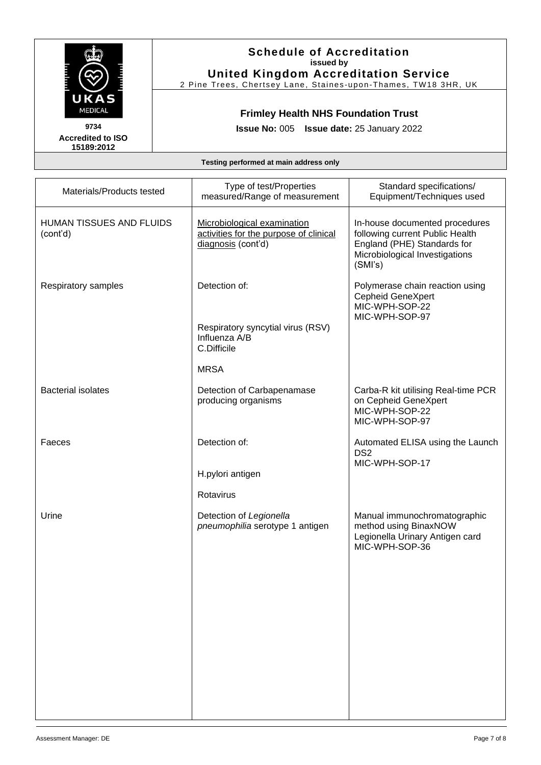**Schedule of Accreditation**
**issued by**
**United Kingdom Accreditation Service**
2 Pine Trees, Chertsey Lane, Staines-upon-Thames, TW18 3HR, UK

UKAS MEDICAL

**9734**
**Accredited to ISO 15189:2012**

**Frimley Health NHS Foundation Trust**

**Issue No:** 005 **Issue date:** 25 January 2022

**Testing performed at main address only**

| Materials/Products tested | Type of test/Properties measured/Range of measurement | Standard specifications/ Equipment/Techniques used |
|---|---|---|
| HUMAN TISSUES AND FLUIDS (cont'd) | Microbiological examination activities for the purpose of clinical diagnosis (cont'd) | In-house documented procedures following current Public Health England (PHE) Standards for Microbiological Investigations (SMI's) |
| Respiratory samples | Detection of:<br><br>Respiratory syncytial virus (RSV)<br>Influenza A/B<br>C.Difficile<br><br>MRSA | Polymerase chain reaction using Cepheid GeneXpert<br>MIC-WPH-SOP-22<br>MIC-WPH-SOP-97 |
| Bacterial isolates | Detection of Carbapenamase producing organisms | Carba-R kit utilising Real-time PCR on Cepheid GeneXpert<br>MIC-WPH-SOP-22<br>MIC-WPH-SOP-97 |
| Faeces | Detection of:<br><br>H.pylori antigen<br><br>Rotavirus | Automated ELISA using the Launch DS2<br>MIC-WPH-SOP-17 |
| Urine | Detection of *Legionella pneumophilia* serotype 1 antigen | Manual immunochromatographic method using BinaxNOW Legionella Urinary Antigen card<br>MIC-WPH-SOP-36 |

Assessment Manager: DE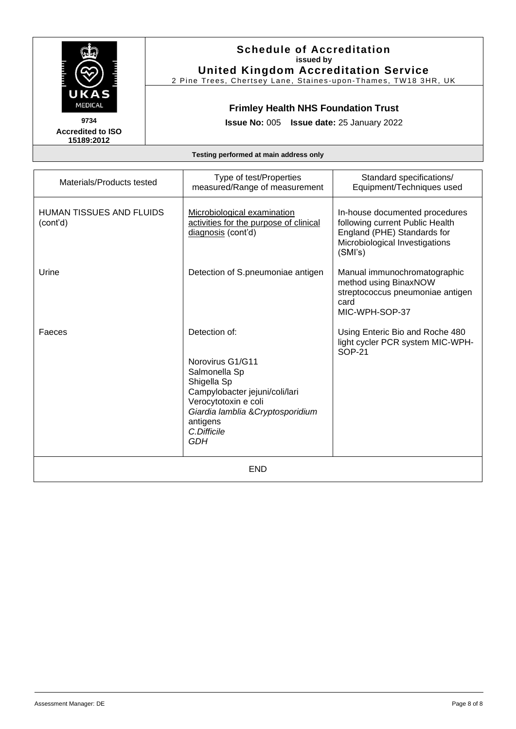**Schedule of Accreditation**
**issued by**
**United Kingdom Accreditation Service**
2 Pine Trees, Chertsey Lane, Staines-upon-Thames, TW18 3HR, UK

UKAS MEDICAL

**9734**
**Accredited to ISO 15189:2012**

**Frimley Health NHS Foundation Trust**

**Issue No:** 005 **Issue date:** 25 January 2022

**Testing performed at main address only**

| Materials/Products tested | Type of test/Properties measured/Range of measurement | Standard specifications/ Equipment/Techniques used |
|---|---|---|
| HUMAN TISSUES AND FLUIDS (cont'd) | Microbiological examination activities for the purpose of clinical diagnosis (cont'd) | In-house documented procedures following current Public Health England (PHE) Standards for Microbiological Investigations (SMI's) |
| Urine | Detection of S.pneumoniae antigen | Manual immunochromatographic method using BinaxNOW streptococcus pneumoniae antigen card MIC-WPH-SOP-37 |
| Faeces | Detection of:<br><br>Norovirus G1/G11<br>Salmonella Sp<br>Shigella Sp<br>Campylobacter jejuni/coli/lari<br>Verocytotoxin e coli<br>*Giardia lamblia &Cryptosporidium* antigens<br>*C.Difficile*<br>*GDH* | Using Enteric Bio and Roche 480 light cycler PCR system MIC-WPH-SOP-21 |

END

Assessment Manager: DE